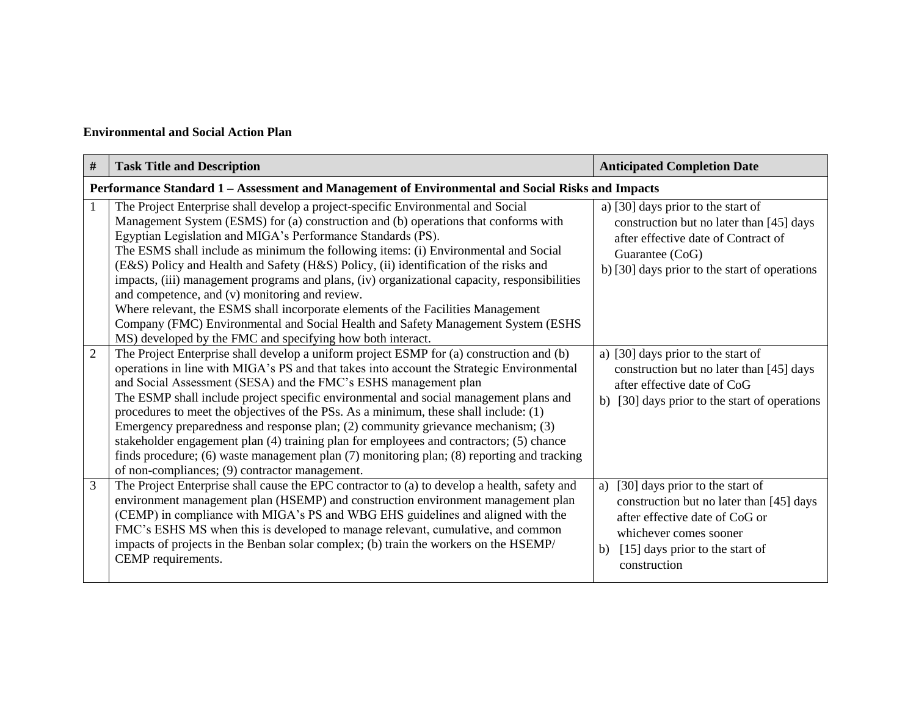**Environmental and Social Action Plan**

| # | Task Title and Description | Anticipated Completion Date |
|---|---|---|
| **Performance Standard 1 – Assessment and Management of Environmental and Social Risks and Impacts** | | |
| 1 | The Project Enterprise shall develop a project-specific Environmental and Social Management System (ESMS) for (a) construction and (b) operations that conforms with Egyptian Legislation and MIGA's Performance Standards (PS).<br>The ESMS shall include as minimum the following items: (i) Environmental and Social (E&S) Policy and Health and Safety (H&S) Policy, (ii) identification of the risks and impacts, (iii) management programs and plans, (iv) organizational capacity, responsibilities and competence, and (v) monitoring and review.<br>Where relevant, the ESMS shall incorporate elements of the Facilities Management Company (FMC) Environmental and Social Health and Safety Management System (ESHS MS) developed by the FMC and specifying how both interact. | a) [30] days prior to the start of construction but no later than [45] days after effective date of Contract of Guarantee (CoG)<br>b) [30] days prior to the start of operations |
| 2 | The Project Enterprise shall develop a uniform project ESMP for (a) construction and (b) operations in line with MIGA's PS and that takes into account the Strategic Environmental and Social Assessment (SESA) and the FMC's ESHS management plan<br>The ESMP shall include project specific environmental and social management plans and procedures to meet the objectives of the PSs. As a minimum, these shall include: (1) Emergency preparedness and response plan; (2) community grievance mechanism; (3) stakeholder engagement plan (4) training plan for employees and contractors; (5) chance finds procedure; (6) waste management plan (7) monitoring plan; (8) reporting and tracking of non-compliances; (9) contractor management. | a) [30] days prior to the start of construction but no later than [45] days after effective date of CoG<br>b) [30] days prior to the start of operations |
| 3 | The Project Enterprise shall cause the EPC contractor to (a) to develop a health, safety and environment management plan (HSEMP) and construction environment management plan (CEMP) in compliance with MIGA's PS and WBG EHS guidelines and aligned with the FMC's ESHS MS when this is developed to manage relevant, cumulative, and common impacts of projects in the Benban solar complex; (b) train the workers on the HSEMP/ CEMP requirements. | a) [30] days prior to the start of construction but no later than [45] days after effective date of CoG or whichever comes sooner<br>b) [15] days prior to the start of construction |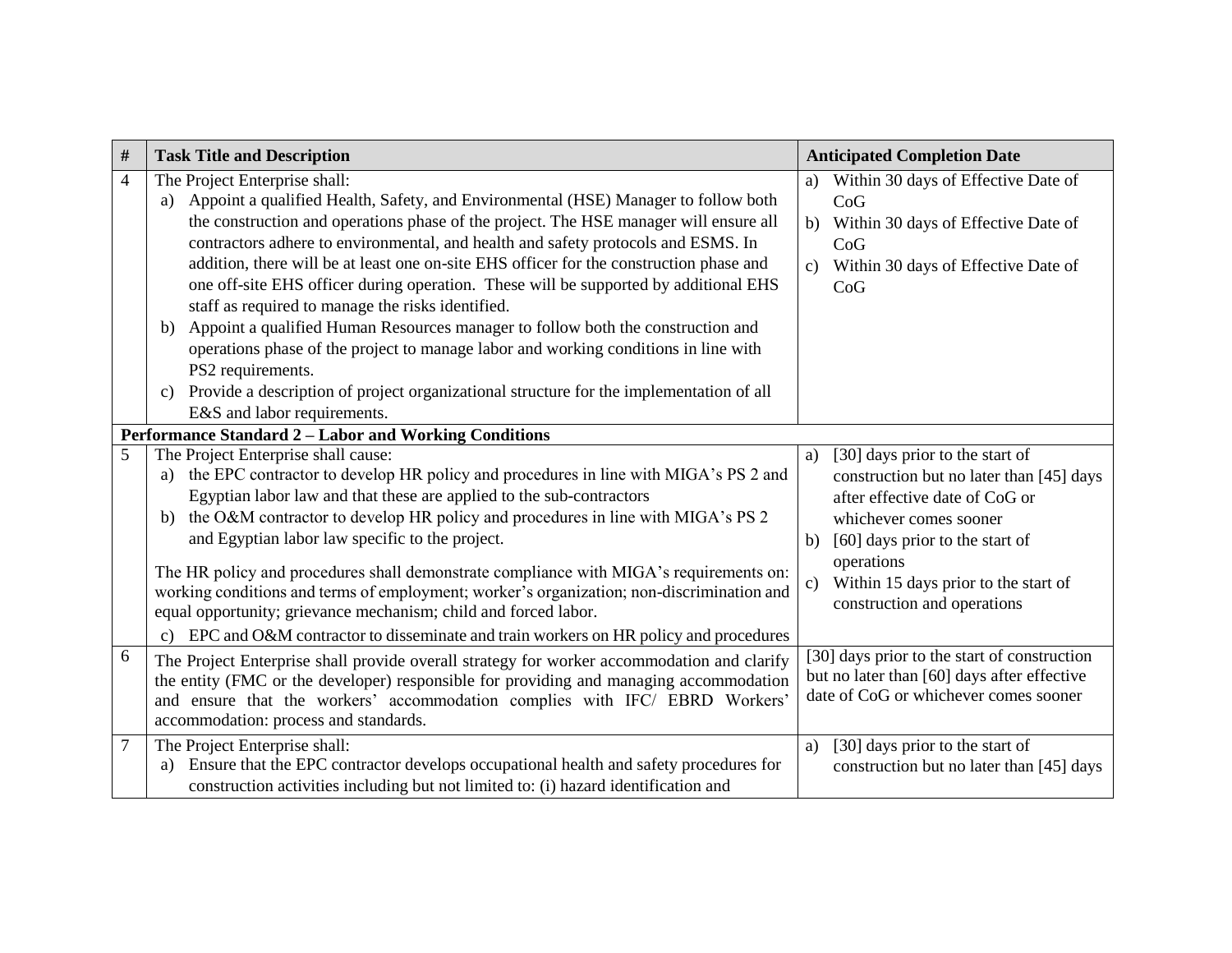| # | Task Title and Description | Anticipated Completion Date |
|---|---|---|
| 4 | The Project Enterprise shall:<br>a) Appoint a qualified Health, Safety, and Environmental (HSE) Manager to follow both the construction and operations phase of the project. The HSE manager will ensure all contractors adhere to environmental, and health and safety protocols and ESMS. In addition, there will be at least one on-site EHS officer for the construction phase and one off-site EHS officer during operation. These will be supported by additional EHS staff as required to manage the risks identified.<br>b) Appoint a qualified Human Resources manager to follow both the construction and operations phase of the project to manage labor and working conditions in line with PS2 requirements.<br>c) Provide a description of project organizational structure for the implementation of all E&S and labor requirements. | a) Within 30 days of Effective Date of CoG<br>b) Within 30 days of Effective Date of CoG<br>c) Within 30 days of Effective Date of CoG |
| **Performance Standard 2 – Labor and Working Conditions** | | |
| 5 | The Project Enterprise shall cause:<br>a) the EPC contractor to develop HR policy and procedures in line with MIGA's PS 2 and Egyptian labor law and that these are applied to the sub-contractors<br>b) the O&M contractor to develop HR policy and procedures in line with MIGA's PS 2 and Egyptian labor law specific to the project.<br><br>The HR policy and procedures shall demonstrate compliance with MIGA's requirements on: working conditions and terms of employment; worker's organization; non-discrimination and equal opportunity; grievance mechanism; child and forced labor.<br>c) EPC and O&M contractor to disseminate and train workers on HR policy and procedures | a) [30] days prior to the start of construction but no later than [45] days after effective date of CoG or whichever comes sooner<br>b) [60] days prior to the start of operations<br>c) Within 15 days prior to the start of construction and operations |
| 6 | The Project Enterprise shall provide overall strategy for worker accommodation and clarify the entity (FMC or the developer) responsible for providing and managing accommodation and ensure that the workers' accommodation complies with IFC/ EBRD Workers' accommodation: process and standards. | [30] days prior to the start of construction but no later than [60] days after effective date of CoG or whichever comes sooner |
| 7 | The Project Enterprise shall:<br>a) Ensure that the EPC contractor develops occupational health and safety procedures for construction activities including but not limited to: (i) hazard identification and | a) [30] days prior to the start of construction but no later than [45] days |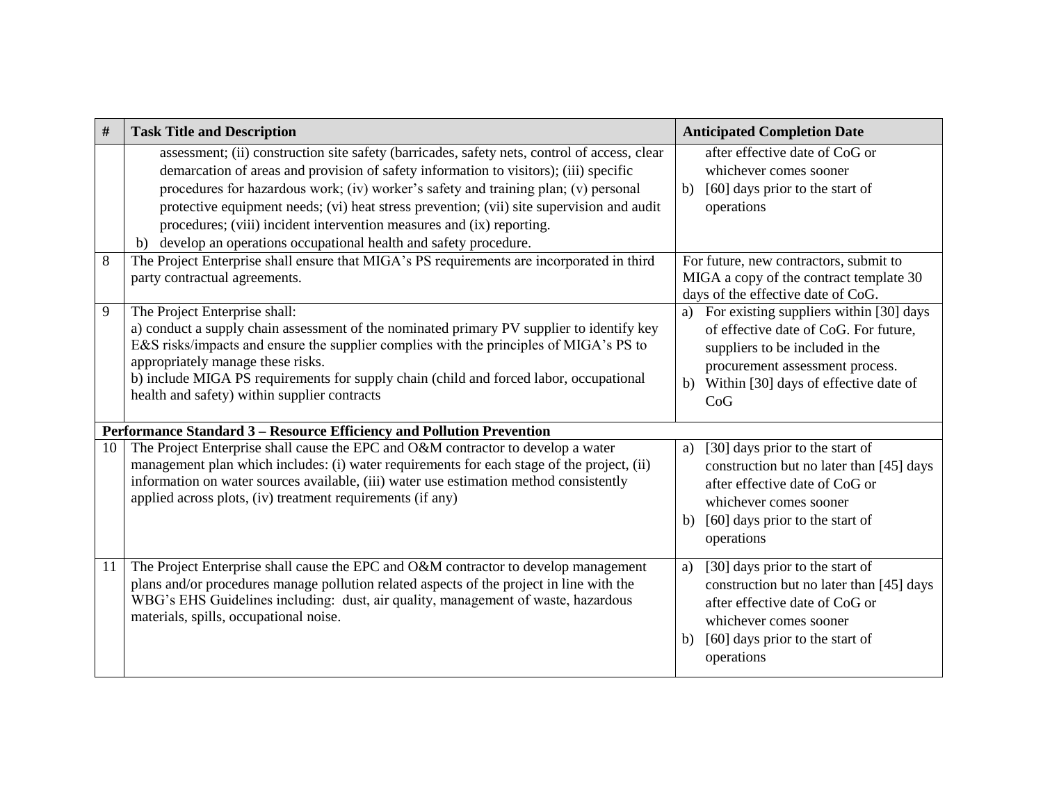| # | Task Title and Description | Anticipated Completion Date |
|---|---|---|
| | assessment; (ii) construction site safety (barricades, safety nets, control of access, clear demarcation of areas and provision of safety information to visitors); (iii) specific procedures for hazardous work; (iv) worker's safety and training plan; (v) personal protective equipment needs; (vi) heat stress prevention; (vii) site supervision and audit procedures; (viii) incident intervention measures and (ix) reporting.<br>b) develop an operations occupational health and safety procedure. | after effective date of CoG or whichever comes sooner<br>b) [60] days prior to the start of operations |
| 8 | The Project Enterprise shall ensure that MIGA's PS requirements are incorporated in third party contractual agreements. | For future, new contractors, submit to MIGA a copy of the contract template 30 days of the effective date of CoG. |
| 9 | The Project Enterprise shall:<br>a) conduct a supply chain assessment of the nominated primary PV supplier to identify key E&S risks/impacts and ensure the supplier complies with the principles of MIGA's PS to appropriately manage these risks.<br>b) include MIGA PS requirements for supply chain (child and forced labor, occupational health and safety) within supplier contracts | a) For existing suppliers within [30] days of effective date of CoG. For future, suppliers to be included in the procurement assessment process.<br>b) Within [30] days of effective date of CoG |
| **Performance Standard 3 – Resource Efficiency and Pollution Prevention** | | |
| 10 | The Project Enterprise shall cause the EPC and O&M contractor to develop a water management plan which includes: (i) water requirements for each stage of the project, (ii) information on water sources available, (iii) water use estimation method consistently applied across plots, (iv) treatment requirements (if any) | a) [30] days prior to the start of construction but no later than [45] days after effective date of CoG or whichever comes sooner<br>b) [60] days prior to the start of operations |
| 11 | The Project Enterprise shall cause the EPC and O&M contractor to develop management plans and/or procedures manage pollution related aspects of the project in line with the WBG's EHS Guidelines including: dust, air quality, management of waste, hazardous materials, spills, occupational noise. | a) [30] days prior to the start of construction but no later than [45] days after effective date of CoG or whichever comes sooner<br>b) [60] days prior to the start of operations |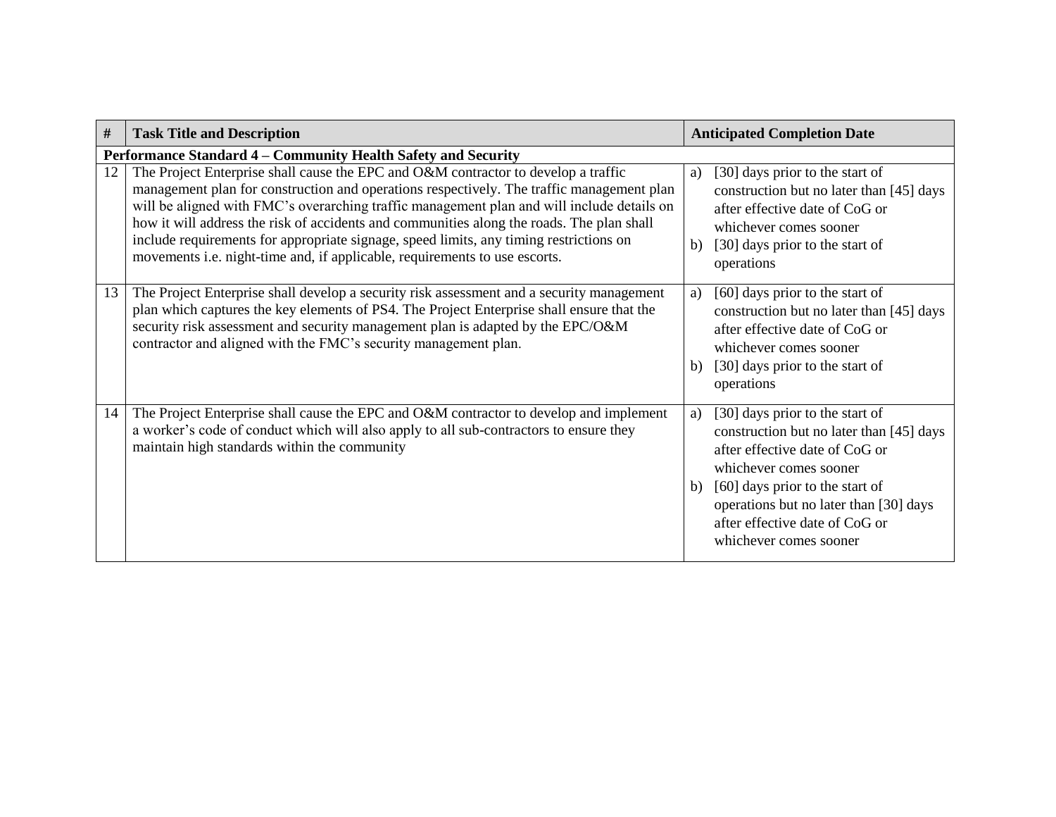| # | Task Title and Description | Anticipated Completion Date |
|---|---|---|
| **Performance Standard 4 – Community Health Safety and Security** | | |
| 12 | The Project Enterprise shall cause the EPC and O&M contractor to develop a traffic management plan for construction and operations respectively. The traffic management plan will be aligned with FMC's overarching traffic management plan and will include details on how it will address the risk of accidents and communities along the roads. The plan shall include requirements for appropriate signage, speed limits, any timing restrictions on movements i.e. night-time and, if applicable, requirements to use escorts. | a) [30] days prior to the start of construction but no later than [45] days after effective date of CoG or whichever comes sooner<br>b) [30] days prior to the start of operations |
| 13 | The Project Enterprise shall develop a security risk assessment and a security management plan which captures the key elements of PS4. The Project Enterprise shall ensure that the security risk assessment and security management plan is adapted by the EPC/O&M contractor and aligned with the FMC's security management plan. | a) [60] days prior to the start of construction but no later than [45] days after effective date of CoG or whichever comes sooner<br>b) [30] days prior to the start of operations |
| 14 | The Project Enterprise shall cause the EPC and O&M contractor to develop and implement a worker's code of conduct which will also apply to all sub-contractors to ensure they maintain high standards within the community | a) [30] days prior to the start of construction but no later than [45] days after effective date of CoG or whichever comes sooner<br>b) [60] days prior to the start of operations but no later than [30] days after effective date of CoG or whichever comes sooner |